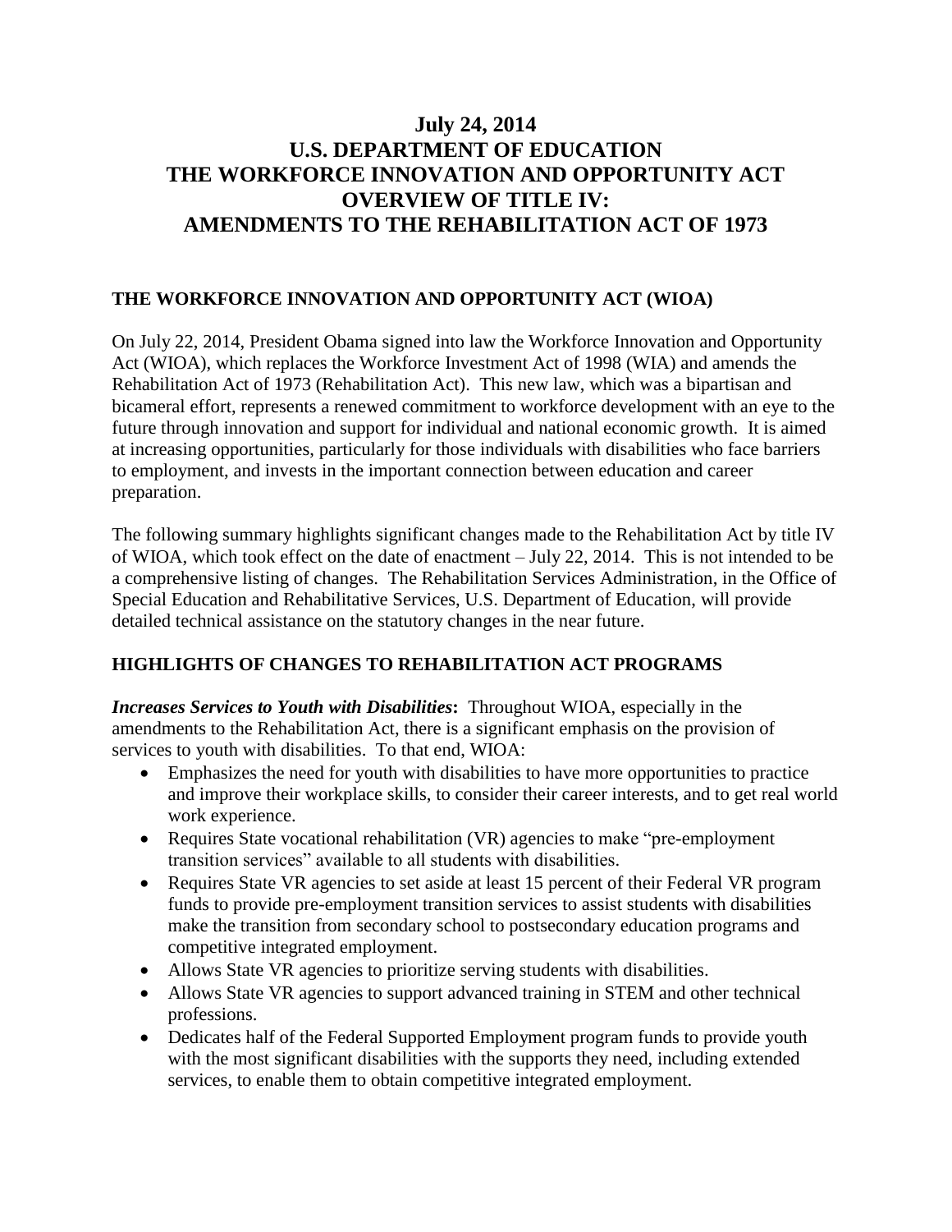# July 24, 2014
# U.S. DEPARTMENT OF EDUCATION
# THE WORKFORCE INNOVATION AND OPPORTUNITY ACT
# OVERVIEW OF TITLE IV:
# AMENDMENTS TO THE REHABILITATION ACT OF 1973

## THE WORKFORCE INNOVATION AND OPPORTUNITY ACT (WIOA)

On July 22, 2014, President Obama signed into law the Workforce Innovation and Opportunity Act (WIOA), which replaces the Workforce Investment Act of 1998 (WIA) and amends the Rehabilitation Act of 1973 (Rehabilitation Act). This new law, which was a bipartisan and bicameral effort, represents a renewed commitment to workforce development with an eye to the future through innovation and support for individual and national economic growth. It is aimed at increasing opportunities, particularly for those individuals with disabilities who face barriers to employment, and invests in the important connection between education and career preparation.

The following summary highlights significant changes made to the Rehabilitation Act by title IV of WIOA, which took effect on the date of enactment – July 22, 2014. This is not intended to be a comprehensive listing of changes. The Rehabilitation Services Administration, in the Office of Special Education and Rehabilitative Services, U.S. Department of Education, will provide detailed technical assistance on the statutory changes in the near future.

## HIGHLIGHTS OF CHANGES TO REHABILITATION ACT PROGRAMS

***Increases Services to Youth with Disabilities*:** Throughout WIOA, especially in the amendments to the Rehabilitation Act, there is a significant emphasis on the provision of services to youth with disabilities. To that end, WIOA:

- Emphasizes the need for youth with disabilities to have more opportunities to practice and improve their workplace skills, to consider their career interests, and to get real world work experience.
- Requires State vocational rehabilitation (VR) agencies to make "pre-employment transition services" available to all students with disabilities.
- Requires State VR agencies to set aside at least 15 percent of their Federal VR program funds to provide pre-employment transition services to assist students with disabilities make the transition from secondary school to postsecondary education programs and competitive integrated employment.
- Allows State VR agencies to prioritize serving students with disabilities.
- Allows State VR agencies to support advanced training in STEM and other technical professions.
- Dedicates half of the Federal Supported Employment program funds to provide youth with the most significant disabilities with the supports they need, including extended services, to enable them to obtain competitive integrated employment.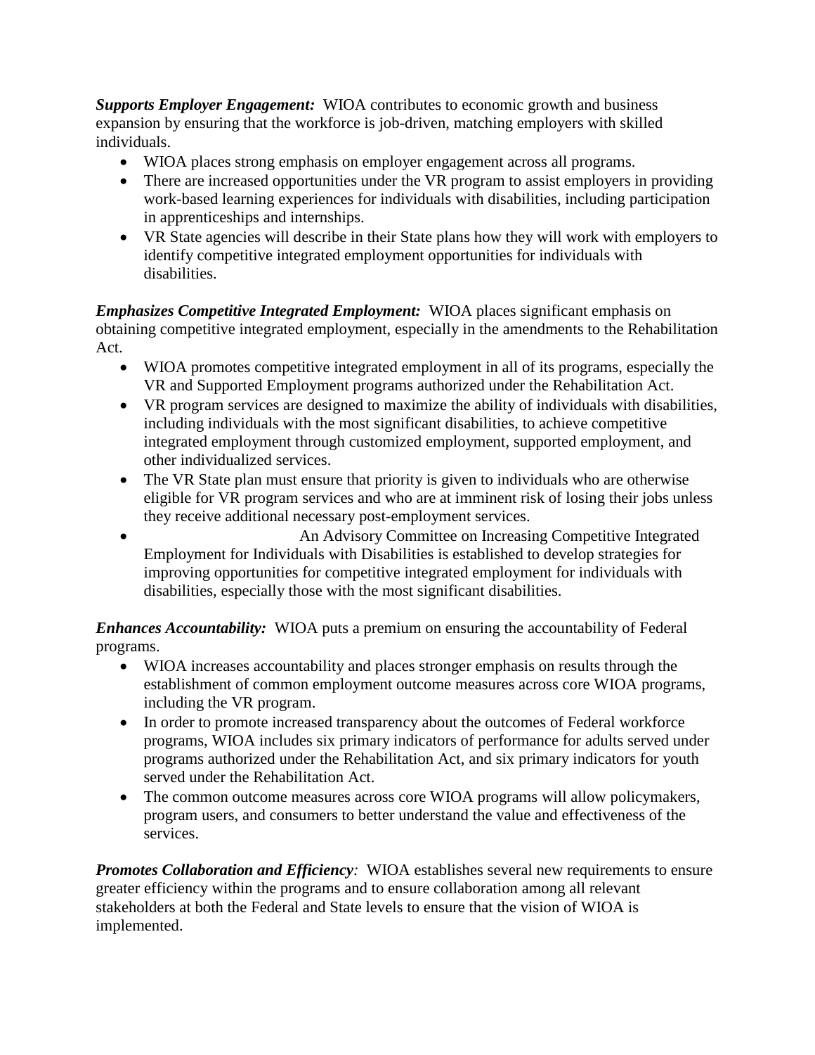***Supports Employer Engagement:*** WIOA contributes to economic growth and business expansion by ensuring that the workforce is job-driven, matching employers with skilled individuals.

- WIOA places strong emphasis on employer engagement across all programs.
- There are increased opportunities under the VR program to assist employers in providing work-based learning experiences for individuals with disabilities, including participation in apprenticeships and internships.
- VR State agencies will describe in their State plans how they will work with employers to identify competitive integrated employment opportunities for individuals with disabilities.

***Emphasizes Competitive Integrated Employment:*** WIOA places significant emphasis on obtaining competitive integrated employment, especially in the amendments to the Rehabilitation Act.

- WIOA promotes competitive integrated employment in all of its programs, especially the VR and Supported Employment programs authorized under the Rehabilitation Act.
- VR program services are designed to maximize the ability of individuals with disabilities, including individuals with the most significant disabilities, to achieve competitive integrated employment through customized employment, supported employment, and other individualized services.
- The VR State plan must ensure that priority is given to individuals who are otherwise eligible for VR program services and who are at imminent risk of losing their jobs unless they receive additional necessary post-employment services.
- An Advisory Committee on Increasing Competitive Integrated Employment for Individuals with Disabilities is established to develop strategies for improving opportunities for competitive integrated employment for individuals with disabilities, especially those with the most significant disabilities.

***Enhances Accountability:*** WIOA puts a premium on ensuring the accountability of Federal programs.

- WIOA increases accountability and places stronger emphasis on results through the establishment of common employment outcome measures across core WIOA programs, including the VR program.
- In order to promote increased transparency about the outcomes of Federal workforce programs, WIOA includes six primary indicators of performance for adults served under programs authorized under the Rehabilitation Act, and six primary indicators for youth served under the Rehabilitation Act.
- The common outcome measures across core WIOA programs will allow policymakers, program users, and consumers to better understand the value and effectiveness of the services.

***Promotes Collaboration and Efficiency:*** WIOA establishes several new requirements to ensure greater efficiency within the programs and to ensure collaboration among all relevant stakeholders at both the Federal and State levels to ensure that the vision of WIOA is implemented.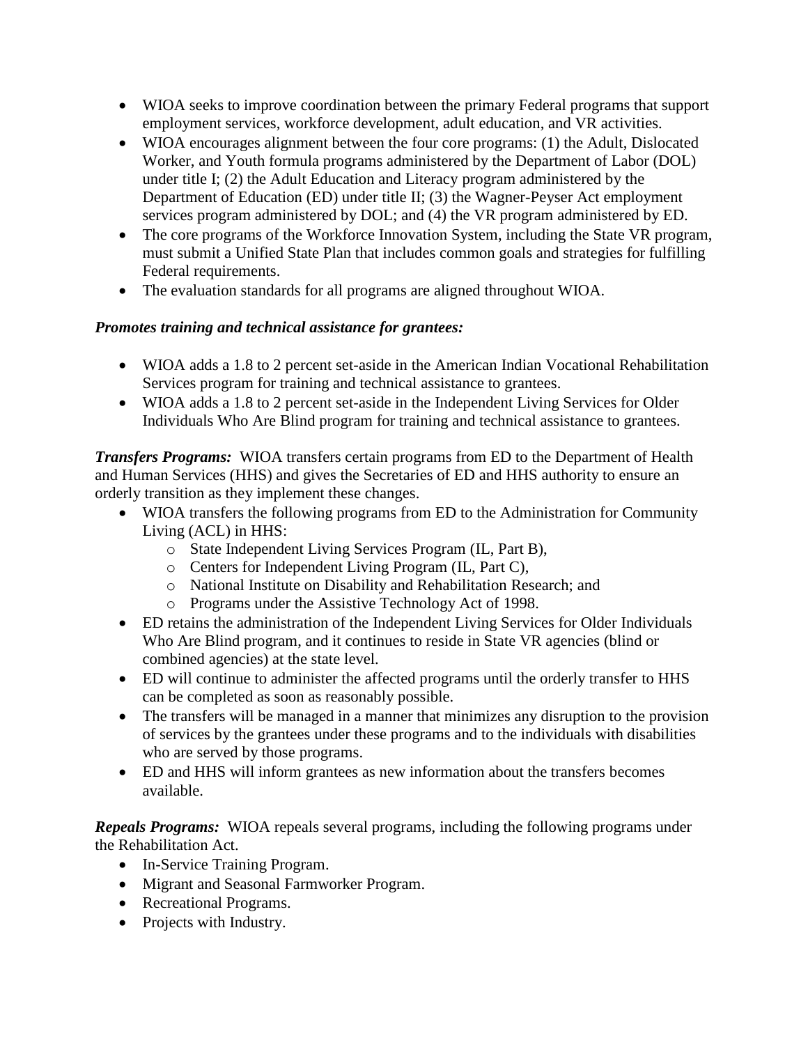- WIOA seeks to improve coordination between the primary Federal programs that support employment services, workforce development, adult education, and VR activities.
- WIOA encourages alignment between the four core programs: (1) the Adult, Dislocated Worker, and Youth formula programs administered by the Department of Labor (DOL) under title I; (2) the Adult Education and Literacy program administered by the Department of Education (ED) under title II; (3) the Wagner-Peyser Act employment services program administered by DOL; and (4) the VR program administered by ED.
- The core programs of the Workforce Innovation System, including the State VR program, must submit a Unified State Plan that includes common goals and strategies for fulfilling Federal requirements.
- The evaluation standards for all programs are aligned throughout WIOA.

***Promotes training and technical assistance for grantees:***

- WIOA adds a 1.8 to 2 percent set-aside in the American Indian Vocational Rehabilitation Services program for training and technical assistance to grantees.
- WIOA adds a 1.8 to 2 percent set-aside in the Independent Living Services for Older Individuals Who Are Blind program for training and technical assistance to grantees.

***Transfers Programs:*** WIOA transfers certain programs from ED to the Department of Health and Human Services (HHS) and gives the Secretaries of ED and HHS authority to ensure an orderly transition as they implement these changes.

- WIOA transfers the following programs from ED to the Administration for Community Living (ACL) in HHS:
  - State Independent Living Services Program (IL, Part B),
  - Centers for Independent Living Program (IL, Part C),
  - National Institute on Disability and Rehabilitation Research; and
  - Programs under the Assistive Technology Act of 1998.
- ED retains the administration of the Independent Living Services for Older Individuals Who Are Blind program, and it continues to reside in State VR agencies (blind or combined agencies) at the state level.
- ED will continue to administer the affected programs until the orderly transfer to HHS can be completed as soon as reasonably possible.
- The transfers will be managed in a manner that minimizes any disruption to the provision of services by the grantees under these programs and to the individuals with disabilities who are served by those programs.
- ED and HHS will inform grantees as new information about the transfers becomes available.

***Repeals Programs:*** WIOA repeals several programs, including the following programs under the Rehabilitation Act.

- In-Service Training Program.
- Migrant and Seasonal Farmworker Program.
- Recreational Programs.
- Projects with Industry.